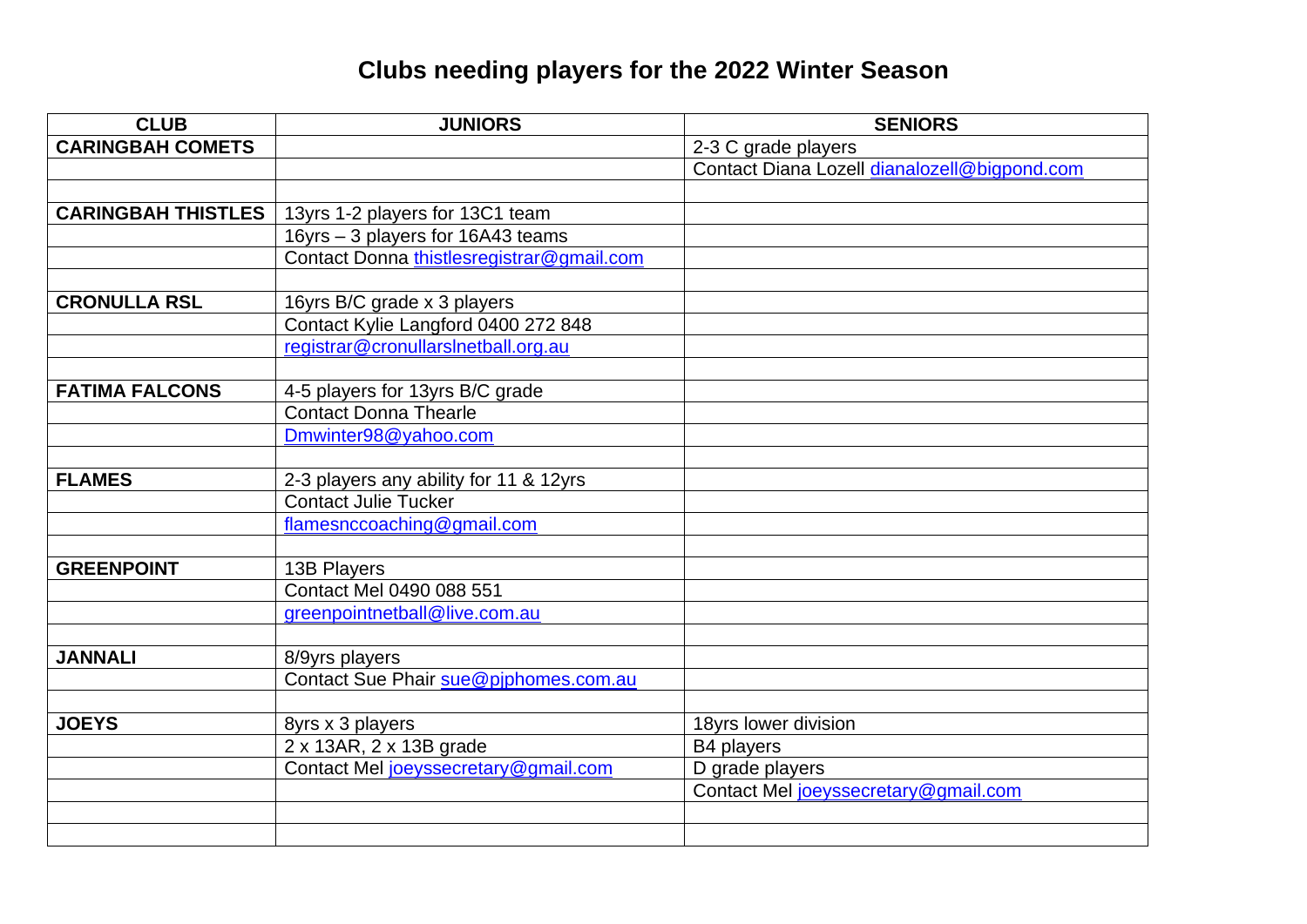# Clubs needing players for the 2022 Winter Season

| CLUB | JUNIORS | SENIORS |
|---|---|---|
| **CARINGBAH COMETS** | | 2-3 C grade players |
| | | Contact Diana Lozell dianalozell@bigpond.com |
| | | |
| **CARINGBAH THISTLES** | 13yrs 1-2 players for 13C1 team | |
| | 16yrs – 3 players for 16A43 teams | |
| | Contact Donna thistlesregistrar@gmail.com | |
| | | |
| **CRONULLA RSL** | 16yrs B/C grade x 3 players | |
| | Contact Kylie Langford 0400 272 848 | |
| | registrar@cronullarslnetball.org.au | |
| | | |
| **FATIMA FALCONS** | 4-5 players for 13yrs B/C grade | |
| | Contact Donna Thearle | |
| | Dmwinter98@yahoo.com | |
| | | |
| **FLAMES** | 2-3 players any ability for 11 & 12yrs | |
| | Contact Julie Tucker | |
| | flamesnccoaching@gmail.com | |
| | | |
| **GREENPOINT** | 13B Players | |
| | Contact Mel 0490 088 551 | |
| | greenpointnetball@live.com.au | |
| | | |
| **JANNALI** | 8/9yrs players | |
| | Contact Sue Phair sue@pjphomes.com.au | |
| | | |
| **JOEYS** | 8yrs x 3 players | 18yrs lower division |
| | 2 x 13AR, 2 x 13B grade | B4 players |
| | Contact Mel joeyssecretary@gmail.com | D grade players |
| | | Contact Mel joeyssecretary@gmail.com |
| | | |
| | | |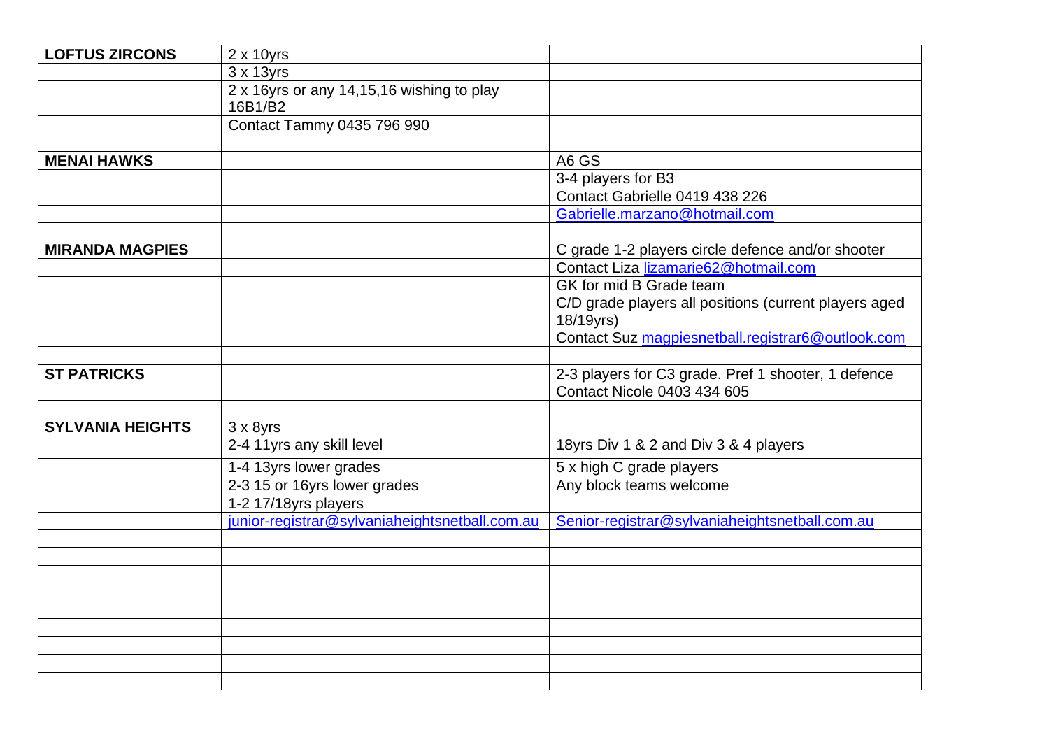| | | |
|---|---|---|
| **LOFTUS ZIRCONS** | 2 x 10yrs | |
| | 3 x 13yrs | |
| | 2 x 16yrs or any 14,15,16 wishing to play 16B1/B2 | |
| | Contact Tammy 0435 796 990 | |
| | | |
| **MENAI HAWKS** | | A6 GS |
| | | 3-4 players for B3 |
| | | Contact Gabrielle 0419 438 226 |
| | | Gabrielle.marzano@hotmail.com |
| | | |
| **MIRANDA MAGPIES** | | C grade 1-2 players circle defence and/or shooter |
| | | Contact Liza lizamarie62@hotmail.com |
| | | GK for mid B Grade team |
| | | C/D grade players all positions (current players aged 18/19yrs) |
| | | Contact Suz magpiesnetball.registrar6@outlook.com |
| | | |
| **ST PATRICKS** | | 2-3 players for C3 grade. Pref 1 shooter, 1 defence |
| | | Contact Nicole 0403 434 605 |
| | | |
| **SYLVANIA HEIGHTS** | 3 x 8yrs | |
| | 2-4 11yrs any skill level | 18yrs Div 1 & 2 and Div 3 & 4 players |
| | 1-4 13yrs lower grades | 5 x high C grade players |
| | 2-3 15 or 16yrs lower grades | Any block teams welcome |
| | 1-2 17/18yrs players | |
| | junior-registrar@sylvaniaheightsnetball.com.au | Senior-registrar@sylvaniaheightsnetball.com.au |
| | | |
| | | |
| | | |
| | | |
| | | |
| | | |
| | | |
| | | |
| | | |